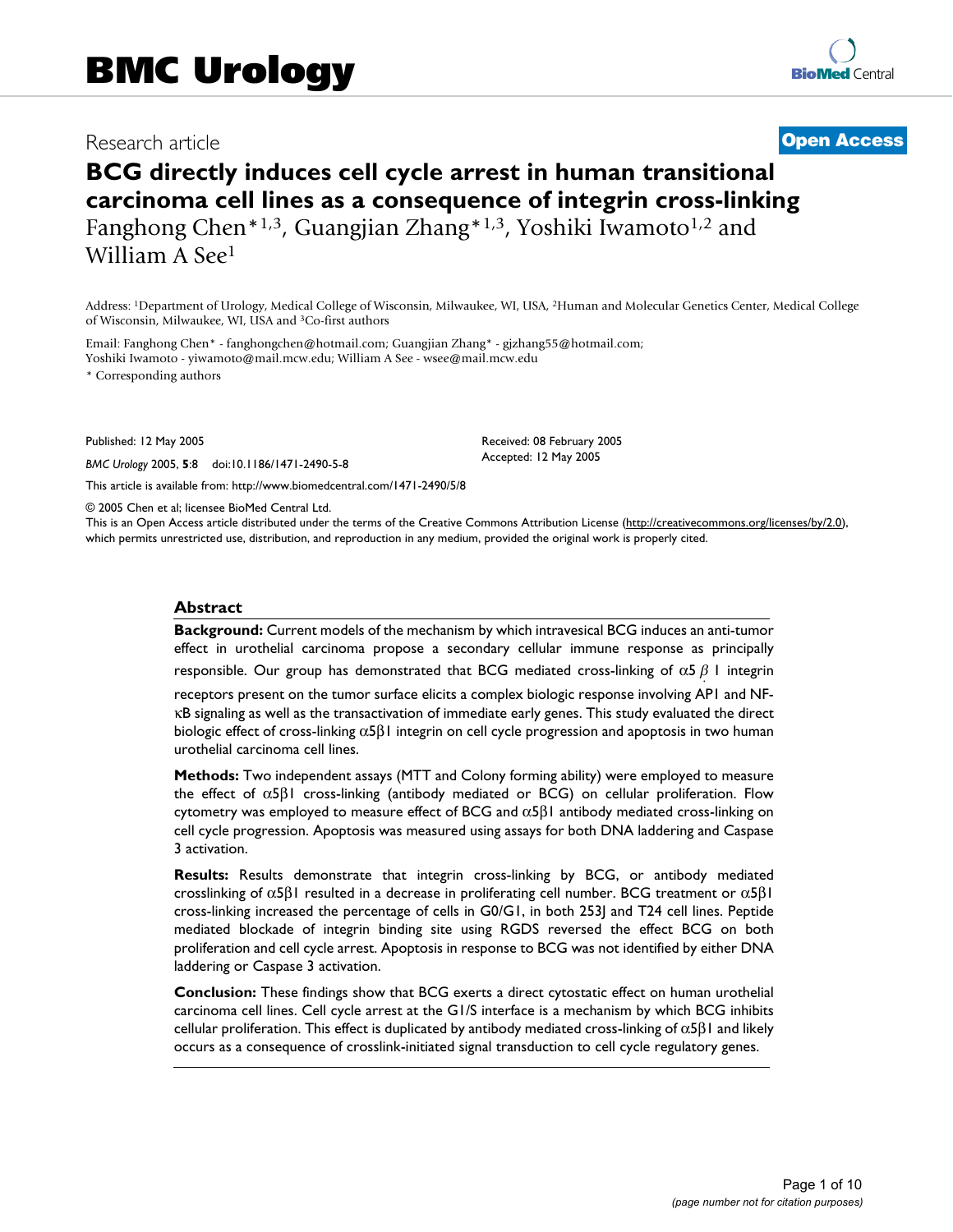Research article

**Open Access**

# BCG directly induces cell cycle arrest in human transitional carcinoma cell lines as a consequence of integrin cross-linking

Fanghong Chen*[1,3], Guangjian Zhang*[1,3], Yoshiki Iwamoto[1,2] and William A See[1]

Address: [1]Department of Urology, Medical College of Wisconsin, Milwaukee, WI, USA, [2]Human and Molecular Genetics Center, Medical College of Wisconsin, Milwaukee, WI, USA and [3]Co-first authors

Email: Fanghong Chen* - fanghongchen@hotmail.com; Guangjian Zhang* - gjzhang55@hotmail.com; Yoshiki Iwamoto - yiwamoto@mail.mcw.edu; William A See - wsee@mail.mcw.edu

\* Corresponding authors

Published: 12 May 2005

*BMC Urology* 2005, **5**:8 doi:10.1186/1471-2490-5-8

Received: 08 February 2005
Accepted: 12 May 2005

This article is available from: http://www.biomedcentral.com/1471-2490/5/8

© 2005 Chen et al; licensee BioMed Central Ltd.
This is an Open Access article distributed under the terms of the Creative Commons Attribution License (http://creativecommons.org/licenses/by/2.0), which permits unrestricted use, distribution, and reproduction in any medium, provided the original work is properly cited.

## Abstract

**Background:** Current models of the mechanism by which intravesical BCG induces an anti-tumor effect in urothelial carcinoma propose a secondary cellular immune response as principally responsible. Our group has demonstrated that BCG mediated cross-linking of $\alpha 5\beta 1$ integrin receptors present on the tumor surface elicits a complex biologic response involving AP1 and NF-κB signaling as well as the transactivation of immediate early genes. This study evaluated the direct biologic effect of cross-linking $\alpha 5\beta 1$ integrin on cell cycle progression and apoptosis in two human urothelial carcinoma cell lines.

**Methods:** Two independent assays (MTT and Colony forming ability) were employed to measure the effect of $\alpha 5\beta 1$ cross-linking (antibody mediated or BCG) on cellular proliferation. Flow cytometry was employed to measure effect of BCG and $\alpha 5\beta 1$ antibody mediated cross-linking on cell cycle progression. Apoptosis was measured using assays for both DNA laddering and Caspase 3 activation.

**Results:** Results demonstrate that integrin cross-linking by BCG, or antibody mediated crosslinking of $\alpha 5\beta 1$ resulted in a decrease in proliferating cell number. BCG treatment or $\alpha 5\beta 1$ cross-linking increased the percentage of cells in G0/G1, in both 253J and T24 cell lines. Peptide mediated blockade of integrin binding site using RGDS reversed the effect BCG on both proliferation and cell cycle arrest. Apoptosis in response to BCG was not identified by either DNA laddering or Caspase 3 activation.

**Conclusion:** These findings show that BCG exerts a direct cytostatic effect on human urothelial carcinoma cell lines. Cell cycle arrest at the G1/S interface is a mechanism by which BCG inhibits cellular proliferation. This effect is duplicated by antibody mediated cross-linking of $\alpha 5\beta 1$ and likely occurs as a consequence of crosslink-initiated signal transduction to cell cycle regulatory genes.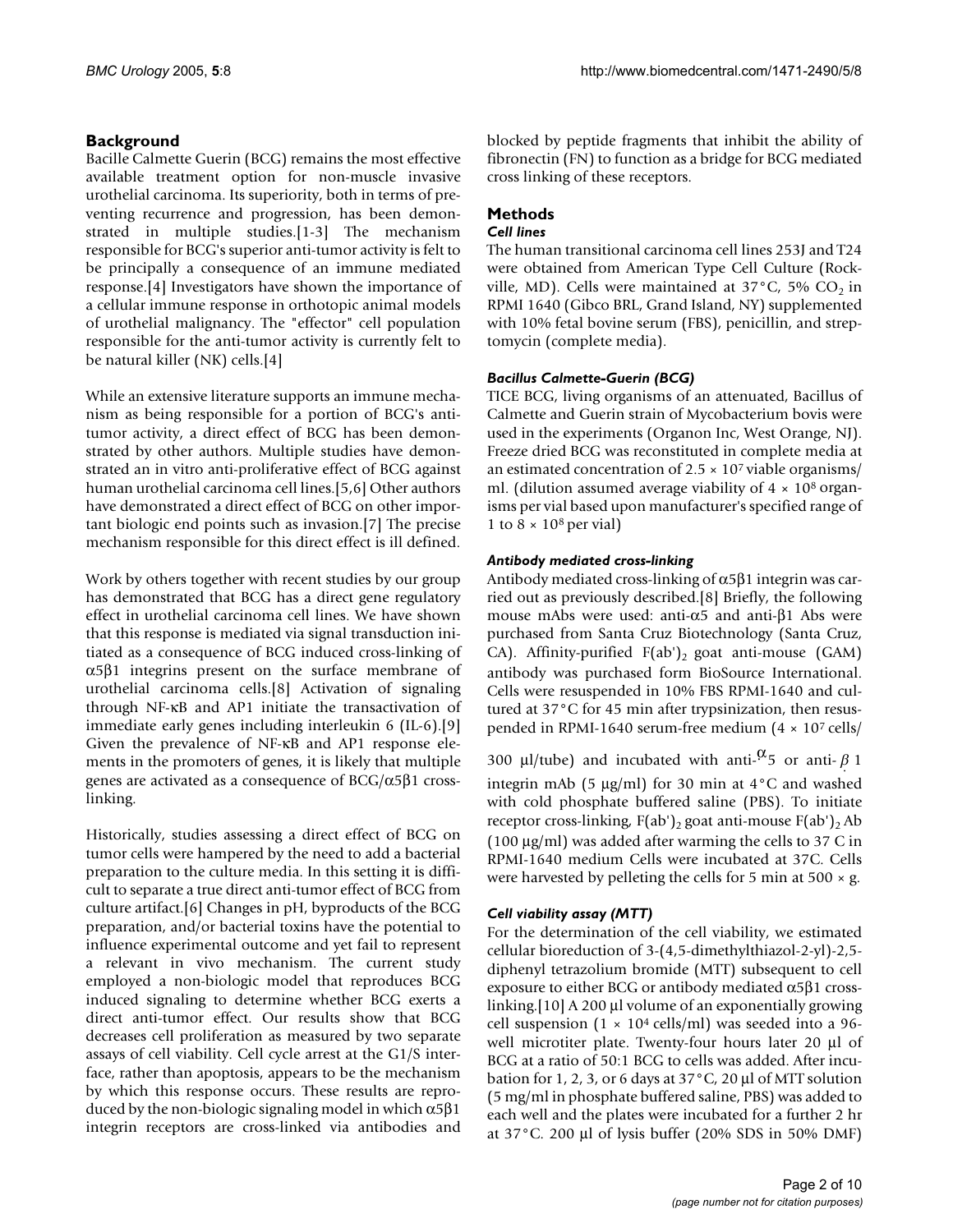## Background

Bacille Calmette Guerin (BCG) remains the most effective available treatment option for non-muscle invasive urothelial carcinoma. Its superiority, both in terms of preventing recurrence and progression, has been demonstrated in multiple studies.[1-3] The mechanism responsible for BCG's superior anti-tumor activity is felt to be principally a consequence of an immune mediated response.[4] Investigators have shown the importance of a cellular immune response in orthotopic animal models of urothelial malignancy. The "effector" cell population responsible for the anti-tumor activity is currently felt to be natural killer (NK) cells.[4]

While an extensive literature supports an immune mechanism as being responsible for a portion of BCG's anti-tumor activity, a direct effect of BCG has been demonstrated by other authors. Multiple studies have demonstrated an in vitro anti-proliferative effect of BCG against human urothelial carcinoma cell lines.[5,6] Other authors have demonstrated a direct effect of BCG on other important biologic end points such as invasion.[7] The precise mechanism responsible for this direct effect is ill defined.

Work by others together with recent studies by our group has demonstrated that BCG has a direct gene regulatory effect in urothelial carcinoma cell lines. We have shown that this response is mediated via signal transduction initiated as a consequence of BCG induced cross-linking of $\alpha5\beta1$ integrins present on the surface membrane of urothelial carcinoma cells.[8] Activation of signaling through NF-κB and AP1 initiate the transactivation of immediate early genes including interleukin 6 (IL-6).[9] Given the prevalence of NF-κB and AP1 response elements in the promoters of genes, it is likely that multiple genes are activated as a consequence of BCG/$\alpha5\beta1$ cross-linking.

Historically, studies assessing a direct effect of BCG on tumor cells were hampered by the need to add a bacterial preparation to the culture media. In this setting it is difficult to separate a true direct anti-tumor effect of BCG from culture artifact.[6] Changes in pH, byproducts of the BCG preparation, and/or bacterial toxins have the potential to influence experimental outcome and yet fail to represent a relevant in vivo mechanism. The current study employed a non-biologic model that reproduces BCG induced signaling to determine whether BCG exerts a direct anti-tumor effect. Our results show that BCG decreases cell proliferation as measured by two separate assays of cell viability. Cell cycle arrest at the G1/S interface, rather than apoptosis, appears to be the mechanism by which this response occurs. These results are reproduced by the non-biologic signaling model in which $\alpha5\beta1$ integrin receptors are cross-linked via antibodies and blocked by peptide fragments that inhibit the ability of fibronectin (FN) to function as a bridge for BCG mediated cross linking of these receptors.

## Methods

### *Cell lines*

The human transitional carcinoma cell lines 253J and T24 were obtained from American Type Cell Culture (Rockville, MD). Cells were maintained at 37°C, 5% $CO_2$ in RPMI 1640 (Gibco BRL, Grand Island, NY) supplemented with 10% fetal bovine serum (FBS), penicillin, and streptomycin (complete media).

### *Bacillus Calmette-Guerin (BCG)*

TICE BCG, living organisms of an attenuated, Bacillus of Calmette and Guerin strain of Mycobacterium bovis were used in the experiments (Organon Inc, West Orange, NJ). Freeze dried BCG was reconstituted in complete media at an estimated concentration of $2.5 \times 10^7$ viable organisms/ml. (dilution assumed average viability of $4 \times 10^8$ organisms per vial based upon manufacturer's specified range of 1 to $8 \times 10^8$ per vial)

### *Antibody mediated cross-linking*

Antibody mediated cross-linking of $\alpha5\beta1$ integrin was carried out as previously described.[8] Briefly, the following mouse mAbs were used: anti-$\alpha5$ and anti-$\beta1$ Abs were purchased from Santa Cruz Biotechnology (Santa Cruz, CA). Affinity-purified $F(ab')_2$ goat anti-mouse (GAM) antibody was purchased form BioSource International. Cells were resuspended in 10% FBS RPMI-1640 and cultured at 37°C for 45 min after trypsinization, then resuspended in RPMI-1640 serum-free medium ($4 \times 10^7$ cells/300 µl/tube) and incubated with anti-$\alpha5$ or anti-$\beta1$ integrin mAb (5 µg/ml) for 30 min at 4°C and washed with cold phosphate buffered saline (PBS). To initiate receptor cross-linking, $F(ab')_2$ goat anti-mouse $F(ab')_2$ Ab (100 µg/ml) was added after warming the cells to 37 C in RPMI-1640 medium Cells were incubated at 37C. Cells were harvested by pelleting the cells for 5 min at 500 × g.

### *Cell viability assay (MTT)*

For the determination of the cell viability, we estimated cellular bioreduction of 3-(4,5-dimethylthiazol-2-yl)-2,5-diphenyl tetrazolium bromide (MTT) subsequent to cell exposure to either BCG or antibody mediated $\alpha5\beta1$ cross-linking.[10] A 200 µl volume of an exponentially growing cell suspension ($1 \times 10^4$ cells/ml) was seeded into a 96-well microtiter plate. Twenty-four hours later 20 µl of BCG at a ratio of 50:1 BCG to cells was added. After incubation for 1, 2, 3, or 6 days at 37°C, 20 µl of MTT solution (5 mg/ml in phosphate buffered saline, PBS) was added to each well and the plates were incubated for a further 2 hr at 37°C. 200 µl of lysis buffer (20% SDS in 50% DMF)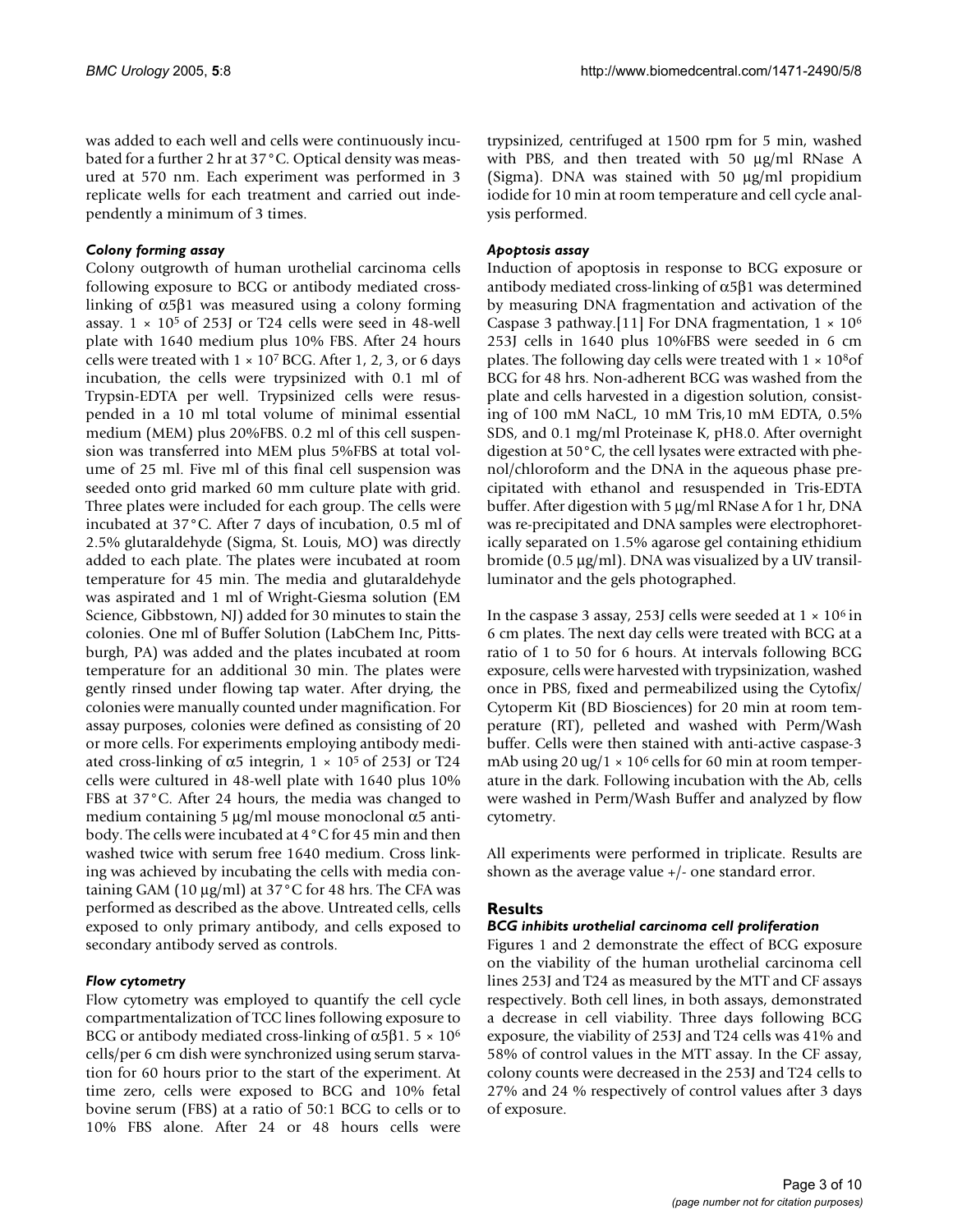was added to each well and cells were continuously incubated for a further 2 hr at 37°C. Optical density was measured at 570 nm. Each experiment was performed in 3 replicate wells for each treatment and carried out independently a minimum of 3 times.

### *Colony forming assay*

Colony outgrowth of human urothelial carcinoma cells following exposure to BCG or antibody mediated cross-linking of $\alpha 5\beta 1$ was measured using a colony forming assay. $1 \times 10^5$ of 253J or T24 cells were seed in 48-well plate with 1640 medium plus 10% FBS. After 24 hours cells were treated with $1 \times 10^7$ BCG. After 1, 2, 3, or 6 days incubation, the cells were trypsinized with 0.1 ml of Trypsin-EDTA per well. Trypsinized cells were resuspended in a 10 ml total volume of minimal essential medium (MEM) plus 20%FBS. 0.2 ml of this cell suspension was transferred into MEM plus 5%FBS at total volume of 25 ml. Five ml of this final cell suspension was seeded onto grid marked 60 mm culture plate with grid. Three plates were included for each group. The cells were incubated at 37°C. After 7 days of incubation, 0.5 ml of 2.5% glutaraldehyde (Sigma, St. Louis, MO) was directly added to each plate. The plates were incubated at room temperature for 45 min. The media and glutaraldehyde was aspirated and 1 ml of Wright-Giesma solution (EM Science, Gibbstown, NJ) added for 30 minutes to stain the colonies. One ml of Buffer Solution (LabChem Inc, Pittsburgh, PA) was added and the plates incubated at room temperature for an additional 30 min. The plates were gently rinsed under flowing tap water. After drying, the colonies were manually counted under magnification. For assay purposes, colonies were defined as consisting of 20 or more cells. For experiments employing antibody mediated cross-linking of $\alpha 5$ integrin, $1 \times 10^5$ of 253J or T24 cells were cultured in 48-well plate with 1640 plus 10% FBS at 37°C. After 24 hours, the media was changed to medium containing 5 μg/ml mouse monoclonal $\alpha 5$ antibody. The cells were incubated at 4°C for 45 min and then washed twice with serum free 1640 medium. Cross linking was achieved by incubating the cells with media containing GAM (10 μg/ml) at 37°C for 48 hrs. The CFA was performed as described as the above. Untreated cells, cells exposed to only primary antibody, and cells exposed to secondary antibody served as controls.

### *Flow cytometry*

Flow cytometry was employed to quantify the cell cycle compartmentalization of TCC lines following exposure to BCG or antibody mediated cross-linking of $\alpha 5\beta 1$. $5 \times 10^6$ cells/per 6 cm dish were synchronized using serum starvation for 60 hours prior to the start of the experiment. At time zero, cells were exposed to BCG and 10% fetal bovine serum (FBS) at a ratio of 50:1 BCG to cells or to 10% FBS alone. After 24 or 48 hours cells were trypsinized, centrifuged at 1500 rpm for 5 min, washed with PBS, and then treated with 50 μg/ml RNase A (Sigma). DNA was stained with 50 μg/ml propidium iodide for 10 min at room temperature and cell cycle analysis performed.

### *Apoptosis assay*

Induction of apoptosis in response to BCG exposure or antibody mediated cross-linking of $\alpha 5\beta 1$ was determined by measuring DNA fragmentation and activation of the Caspase 3 pathway.[11] For DNA fragmentation, $1 \times 10^6$ 253J cells in 1640 plus 10%FBS were seeded in 6 cm plates. The following day cells were treated with $1 \times 10^8$ of BCG for 48 hrs. Non-adherent BCG was washed from the plate and cells harvested in a digestion solution, consisting of 100 mM NaCL, 10 mM Tris,10 mM EDTA, 0.5% SDS, and 0.1 mg/ml Proteinase K, pH8.0. After overnight digestion at 50°C, the cell lysates were extracted with phenol/chloroform and the DNA in the aqueous phase precipitated with ethanol and resuspended in Tris-EDTA buffer. After digestion with 5 μg/ml RNase A for 1 hr, DNA was re-precipitated and DNA samples were electrophoretically separated on 1.5% agarose gel containing ethidium bromide (0.5 μg/ml). DNA was visualized by a UV transilluminator and the gels photographed.

In the caspase 3 assay, 253J cells were seeded at $1 \times 10^6$ in 6 cm plates. The next day cells were treated with BCG at a ratio of 1 to 50 for 6 hours. At intervals following BCG exposure, cells were harvested with trypsinization, washed once in PBS, fixed and permeabilized using the Cytofix/Cytoperm Kit (BD Biosciences) for 20 min at room temperature (RT), pelleted and washed with Perm/Wash buffer. Cells were then stained with anti-active caspase-3 mAb using 20 ug/$1 \times 10^6$ cells for 60 min at room temperature in the dark. Following incubation with the Ab, cells were washed in Perm/Wash Buffer and analyzed by flow cytometry.

All experiments were performed in triplicate. Results are shown as the average value +/- one standard error.

## Results

### *BCG inhibits urothelial carcinoma cell proliferation*

Figures 1 and 2 demonstrate the effect of BCG exposure on the viability of the human urothelial carcinoma cell lines 253J and T24 as measured by the MTT and CF assays respectively. Both cell lines, in both assays, demonstrated a decrease in cell viability. Three days following BCG exposure, the viability of 253J and T24 cells was 41% and 58% of control values in the MTT assay. In the CF assay, colony counts were decreased in the 253J and T24 cells to 27% and 24 % respectively of control values after 3 days of exposure.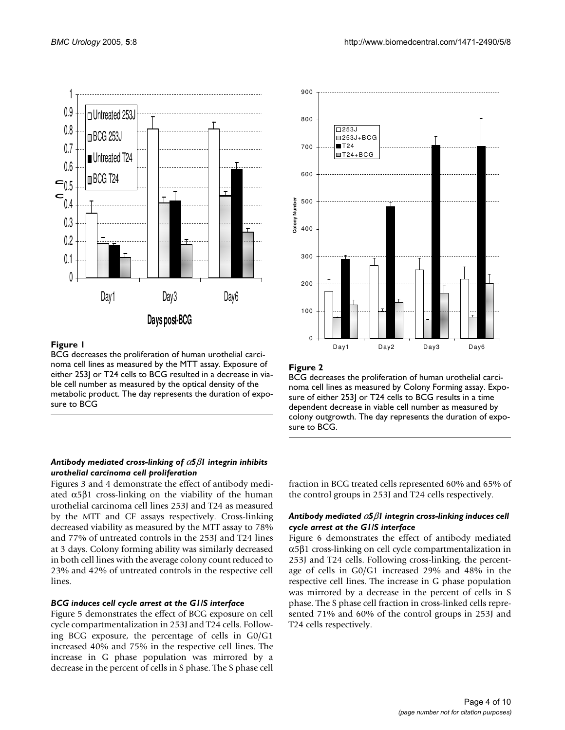**Figure 1**

BCG decreases the proliferation of human urothelial carcinoma cell lines as measured by the MTT assay. Exposure of either 253J or T24 cells to BCG resulted in a decrease in viable cell number as measured by the optical density of the metabolic product. The day represents the duration of exposure to BCG

**Figure 2**

BCG decreases the proliferation of human urothelial carcinoma cell lines as measured by Colony Forming assay. Exposure of either 253J or T24 cells to BCG results in a time dependent decrease in viable cell number as measured by colony outgrowth. The day represents the duration of exposure to BCG.

#### *Antibody mediated cross-linking of α5β1 integrin inhibits urothelial carcinoma cell proliferation*

Figures 3 and 4 demonstrate the effect of antibody mediated α5β1 cross-linking on the viability of the human urothelial carcinoma cell lines 253J and T24 as measured by the MTT and CF assays respectively. Cross-linking decreased viability as measured by the MTT assay to 78% and 77% of untreated controls in the 253J and T24 lines at 3 days. Colony forming ability was similarly decreased in both cell lines with the average colony count reduced to 23% and 42% of untreated controls in the respective cell lines.

#### *BCG induces cell cycle arrest at the G1/S interface*

Figure 5 demonstrates the effect of BCG exposure on cell cycle compartmentalization in 253J and T24 cells. Following BCG exposure, the percentage of cells in G0/G1 increased 40% and 75% in the respective cell lines. The increase in G phase population was mirrored by a decrease in the percent of cells in S phase. The S phase cell fraction in BCG treated cells represented 60% and 65% of the control groups in 253J and T24 cells respectively.

#### *Antibody mediated α5β1 integrin cross-linking induces cell cycle arrest at the G1/S interface*

Figure 6 demonstrates the effect of antibody mediated α5β1 cross-linking on cell cycle compartmentalization in 253J and T24 cells. Following cross-linking, the percentage of cells in G0/G1 increased 29% and 48% in the respective cell lines. The increase in G phase population was mirrored by a decrease in the percent of cells in S phase. The S phase cell fraction in cross-linked cells represented 71% and 60% of the control groups in 253J and T24 cells respectively.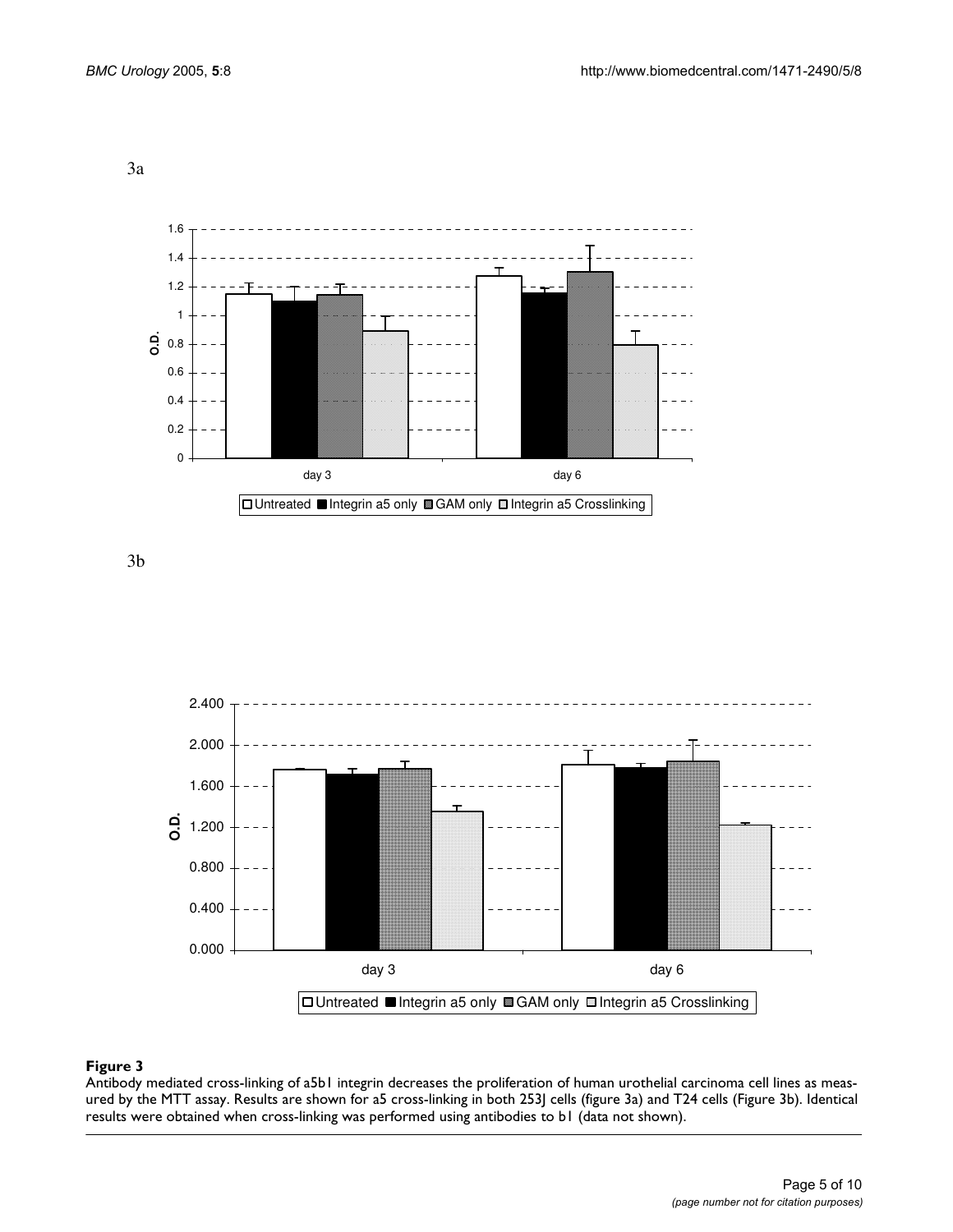3a

3b

**Figure 3**

Antibody mediated cross-linking of a5b1 integrin decreases the proliferation of human urothelial carcinoma cell lines as measured by the MTT assay. Results are shown for a5 cross-linking in both 253J cells (figure 3a) and T24 cells (Figure 3b). Identical results were obtained when cross-linking was performed using antibodies to b1 (data not shown).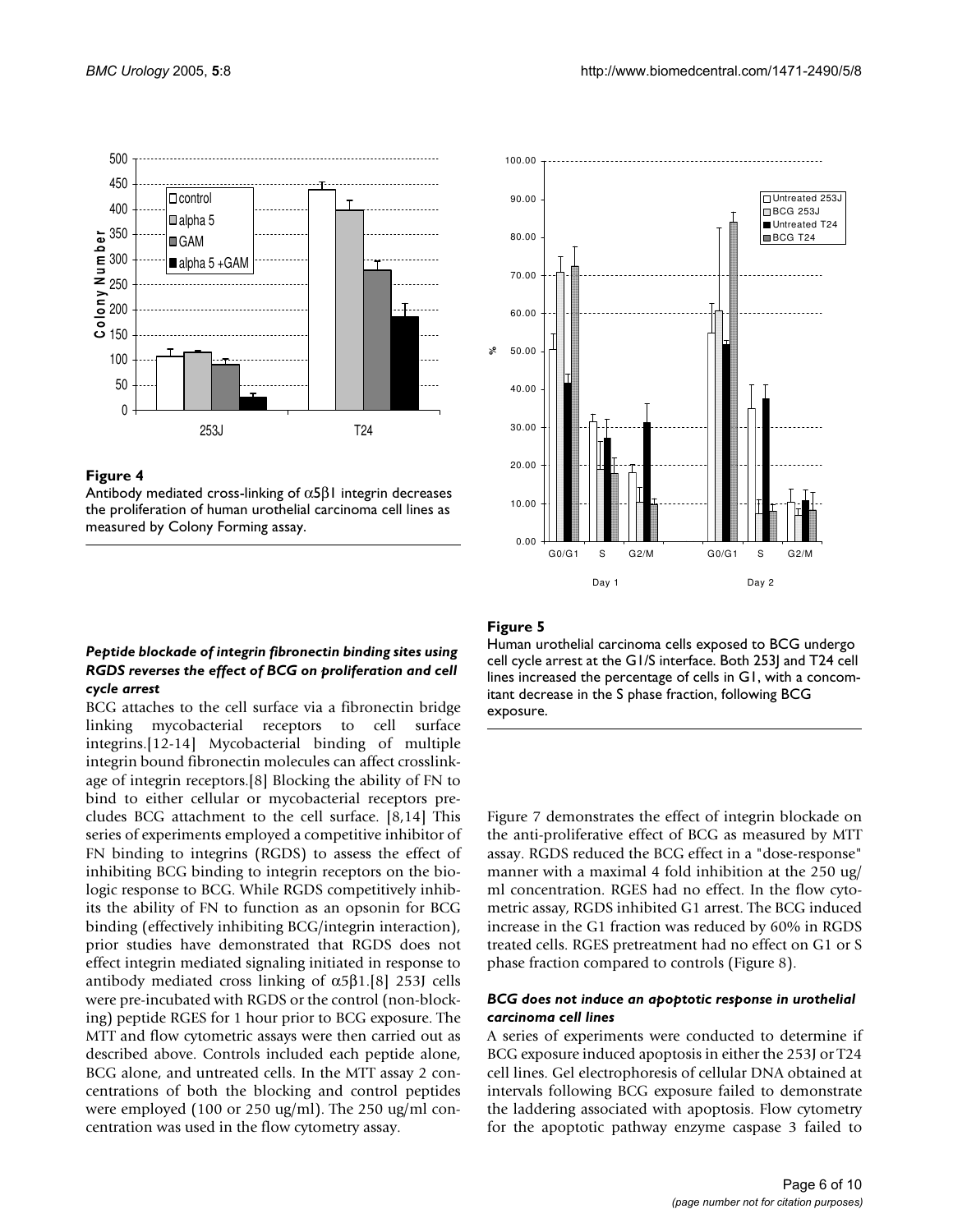**Figure 4**
Antibody mediated cross-linking of $\alpha 5\beta 1$ integrin decreases the proliferation of human urothelial carcinoma cell lines as measured by Colony Forming assay.

**Figure 5**
Human urothelial carcinoma cells exposed to BCG undergo cell cycle arrest at the G1/S interface. Both 253J and T24 cell lines increased the percentage of cells in G1, with a concomitant decrease in the S phase fraction, following BCG exposure.

### *Peptide blockade of integrin fibronectin binding sites using RGDS reverses the effect of BCG on proliferation and cell cycle arrest*

BCG attaches to the cell surface via a fibronectin bridge linking mycobacterial receptors to cell surface integrins.[12-14] Mycobacterial binding of multiple integrin bound fibronectin molecules can affect crosslinkage of integrin receptors.[8] Blocking the ability of FN to bind to either cellular or mycobacterial receptors precludes BCG attachment to the cell surface. [8,14] This series of experiments employed a competitive inhibitor of FN binding to integrins (RGDS) to assess the effect of inhibiting BCG binding to integrin receptors on the biologic response to BCG. While RGDS competitively inhibits the ability of FN to function as an opsonin for BCG binding (effectively inhibiting BCG/integrin interaction), prior studies have demonstrated that RGDS does not effect integrin mediated signaling initiated in response to antibody mediated cross linking of $\alpha 5\beta 1$.[8] 253J cells were pre-incubated with RGDS or the control (non-blocking) peptide RGES for 1 hour prior to BCG exposure. The MTT and flow cytometric assays were then carried out as described above. Controls included each peptide alone, BCG alone, and untreated cells. In the MTT assay 2 concentrations of both the blocking and control peptides were employed (100 or 250 ug/ml). The 250 ug/ml concentration was used in the flow cytometry assay.

Figure 7 demonstrates the effect of integrin blockade on the anti-proliferative effect of BCG as measured by MTT assay. RGDS reduced the BCG effect in a "dose-response" manner with a maximal 4 fold inhibition at the 250 ug/ml concentration. RGES had no effect. In the flow cytometric assay, RGDS inhibited G1 arrest. The BCG induced increase in the G1 fraction was reduced by 60% in RGDS treated cells. RGES pretreatment had no effect on G1 or S phase fraction compared to controls (Figure 8).

### *BCG does not induce an apoptotic response in urothelial carcinoma cell lines*

A series of experiments were conducted to determine if BCG exposure induced apoptosis in either the 253J or T24 cell lines. Gel electrophoresis of cellular DNA obtained at intervals following BCG exposure failed to demonstrate the laddering associated with apoptosis. Flow cytometry for the apoptotic pathway enzyme caspase 3 failed to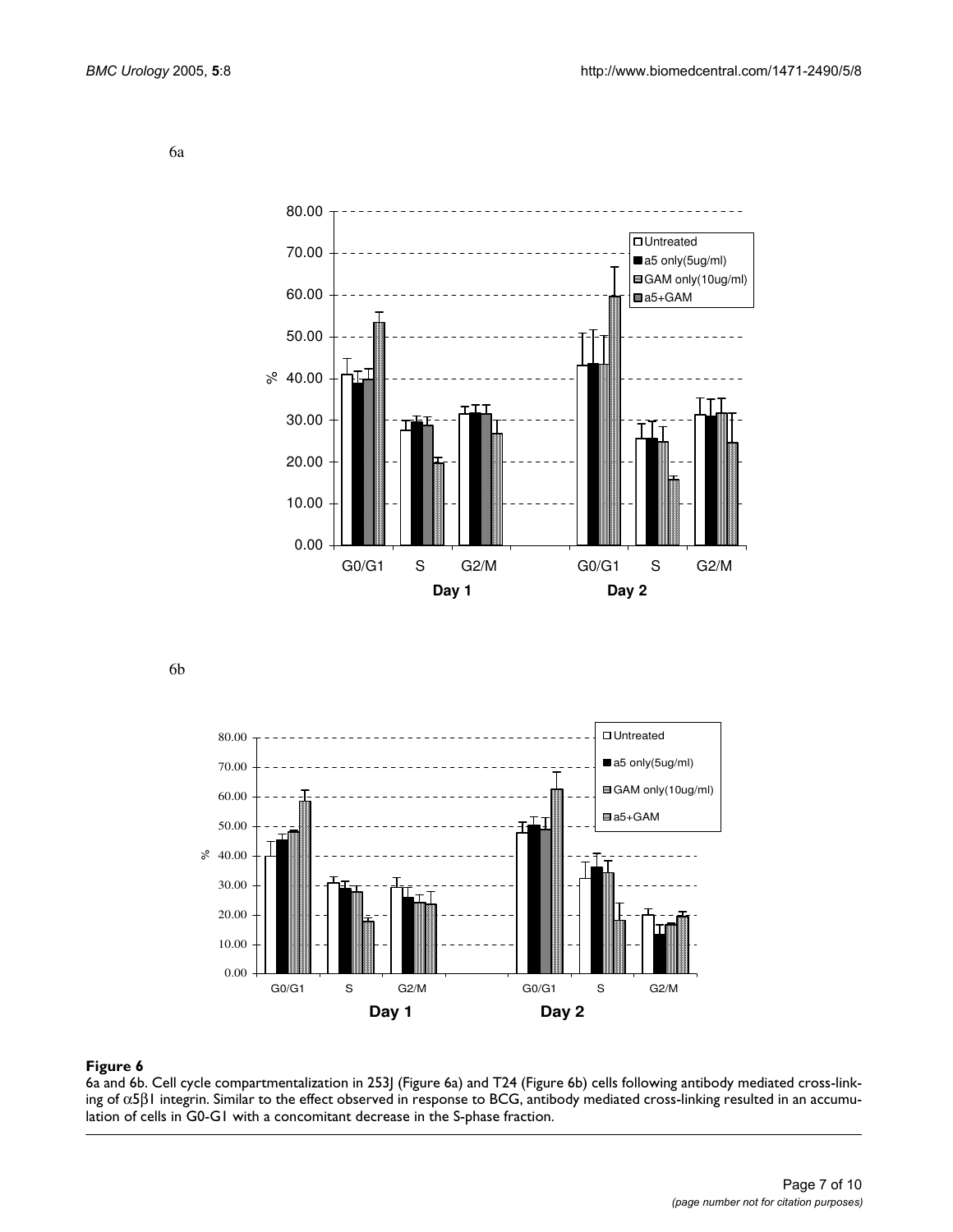6a

6b

**Figure 6**

6a and 6b. Cell cycle compartmentalization in 253J (Figure 6a) and T24 (Figure 6b) cells following antibody mediated cross-linking of $\alpha 5\beta 1$ integrin. Similar to the effect observed in response to BCG, antibody mediated cross-linking resulted in an accumulation of cells in G0-G1 with a concomitant decrease in the S-phase fraction.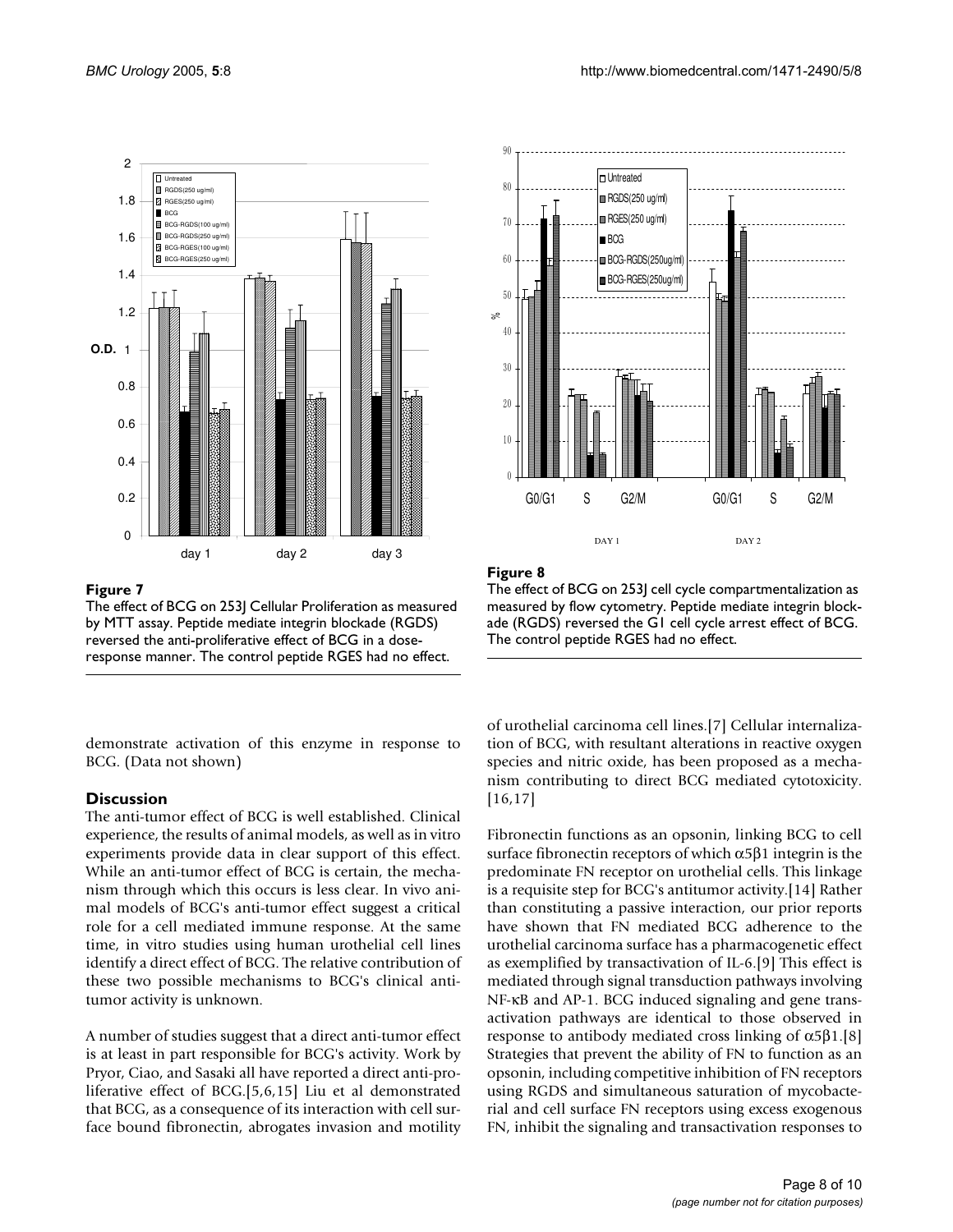**Figure 7**

The effect of BCG on 253J Cellular Proliferation as measured by MTT assay. Peptide mediate integrin blockade (RGDS) reversed the anti-proliferative effect of BCG in a dose-response manner. The control peptide RGES had no effect.

**Figure 8**

The effect of BCG on 253J cell cycle compartmentalization as measured by flow cytometry. Peptide mediate integrin blockade (RGDS) reversed the G1 cell cycle arrest effect of BCG. The control peptide RGES had no effect.

demonstrate activation of this enzyme in response to BCG. (Data not shown)

## Discussion

The anti-tumor effect of BCG is well established. Clinical experience, the results of animal models, as well as in vitro experiments provide data in clear support of this effect. While an anti-tumor effect of BCG is certain, the mechanism through which this occurs is less clear. In vivo animal models of BCG's anti-tumor effect suggest a critical role for a cell mediated immune response. At the same time, in vitro studies using human urothelial cell lines identify a direct effect of BCG. The relative contribution of these two possible mechanisms to BCG's clinical anti-tumor activity is unknown.

A number of studies suggest that a direct anti-tumor effect is at least in part responsible for BCG's activity. Work by Pryor, Ciao, and Sasaki all have reported a direct anti-proliferative effect of BCG.[5,6,15] Liu et al demonstrated that BCG, as a consequence of its interaction with cell surface bound fibronectin, abrogates invasion and motility of urothelial carcinoma cell lines.[7] Cellular internalization of BCG, with resultant alterations in reactive oxygen species and nitric oxide, has been proposed as a mechanism contributing to direct BCG mediated cytotoxicity.[16,17]

Fibronectin functions as an opsonin, linking BCG to cell surface fibronectin receptors of which $\alpha5\beta1$ integrin is the predominate FN receptor on urothelial cells. This linkage is a requisite step for BCG's antitumor activity.[14] Rather than constituting a passive interaction, our prior reports have shown that FN mediated BCG adherence to the urothelial carcinoma surface has a pharmacogenetic effect as exemplified by transactivation of IL-6.[9] This effect is mediated through signal transduction pathways involving NF-κB and AP-1. BCG induced signaling and gene transactivation pathways are identical to those observed in response to antibody mediated cross linking of $\alpha5\beta1$.[8] Strategies that prevent the ability of FN to function as an opsonin, including competitive inhibition of FN receptors using RGDS and simultaneous saturation of mycobacterial and cell surface FN receptors using excess exogenous FN, inhibit the signaling and transactivation responses to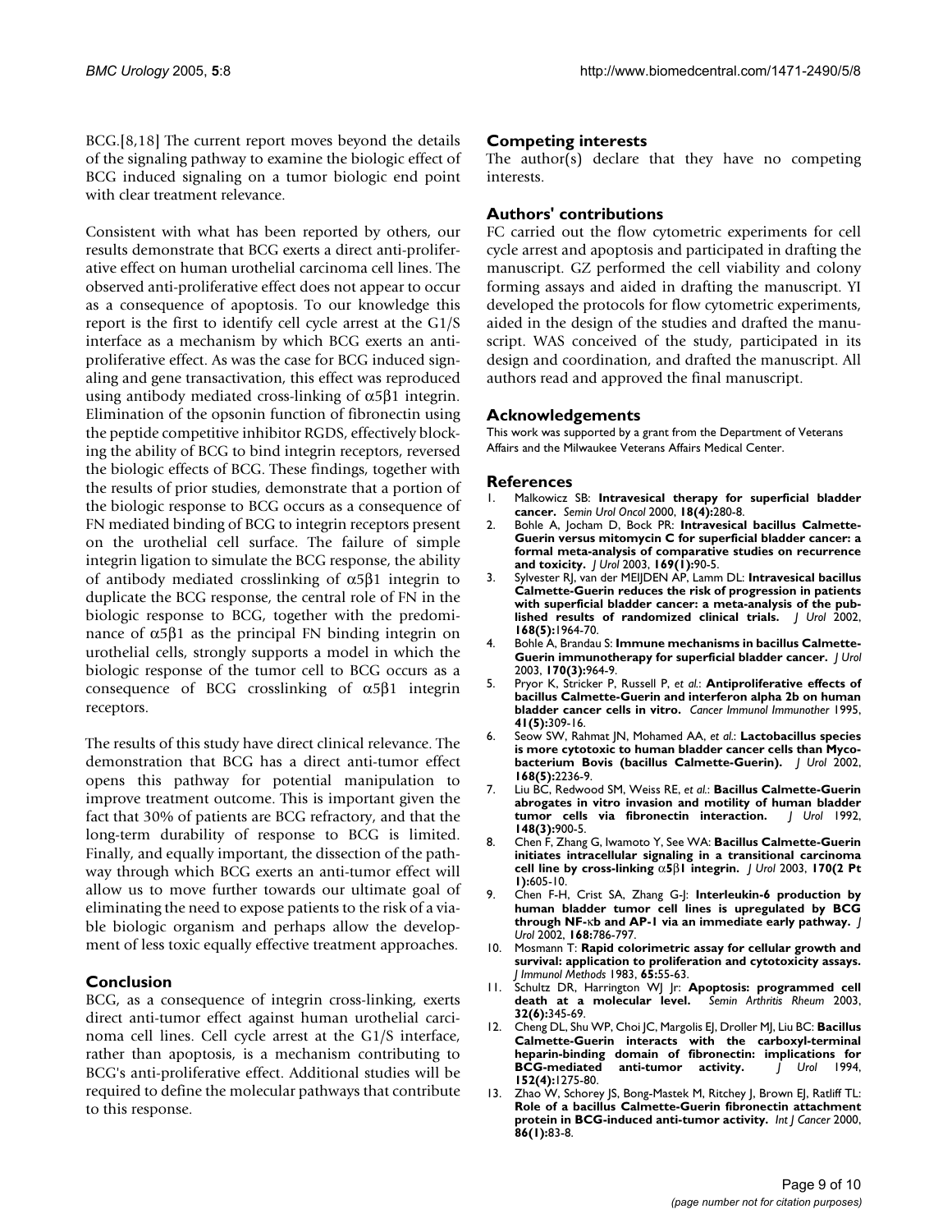BCG.[8,18] The current report moves beyond the details of the signaling pathway to examine the biologic effect of BCG induced signaling on a tumor biologic end point with clear treatment relevance.

Consistent with what has been reported by others, our results demonstrate that BCG exerts a direct anti-proliferative effect on human urothelial carcinoma cell lines. The observed anti-proliferative effect does not appear to occur as a consequence of apoptosis. To our knowledge this report is the first to identify cell cycle arrest at the G1/S interface as a mechanism by which BCG exerts an anti-proliferative effect. As was the case for BCG induced signaling and gene transactivation, this effect was reproduced using antibody mediated cross-linking of $\alpha5\beta1$ integrin. Elimination of the opsonin function of fibronectin using the peptide competitive inhibitor RGDS, effectively blocking the ability of BCG to bind integrin receptors, reversed the biologic effects of BCG. These findings, together with the results of prior studies, demonstrate that a portion of the biologic response to BCG occurs as a consequence of FN mediated binding of BCG to integrin receptors present on the urothelial cell surface. The failure of simple integrin ligation to simulate the BCG response, the ability of antibody mediated crosslinking of $\alpha5\beta1$ integrin to duplicate the BCG response, the central role of FN in the biologic response to BCG, together with the predominance of $\alpha5\beta1$ as the principal FN binding integrin on urothelial cells, strongly supports a model in which the biologic response of the tumor cell to BCG occurs as a consequence of BCG crosslinking of $\alpha5\beta1$ integrin receptors.

The results of this study have direct clinical relevance. The demonstration that BCG has a direct anti-tumor effect opens this pathway for potential manipulation to improve treatment outcome. This is important given the fact that 30% of patients are BCG refractory, and that the long-term durability of response to BCG is limited. Finally, and equally important, the dissection of the pathway through which BCG exerts an anti-tumor effect will allow us to move further towards our ultimate goal of eliminating the need to expose patients to the risk of a viable biologic organism and perhaps allow the development of less toxic equally effective treatment approaches.

## Conclusion

BCG, as a consequence of integrin cross-linking, exerts direct anti-tumor effect against human urothelial carcinoma cell lines. Cell cycle arrest at the G1/S interface, rather than apoptosis, is a mechanism contributing to BCG's anti-proliferative effect. Additional studies will be required to define the molecular pathways that contribute to this response.

## Competing interests

The author(s) declare that they have no competing interests.

## Authors' contributions

FC carried out the flow cytometric experiments for cell cycle arrest and apoptosis and participated in drafting the manuscript. GZ performed the cell viability and colony forming assays and aided in drafting the manuscript. YI developed the protocols for flow cytometric experiments, aided in the design of the studies and drafted the manuscript. WAS conceived of the study, participated in its design and coordination, and drafted the manuscript. All authors read and approved the final manuscript.

## Acknowledgements

This work was supported by a grant from the Department of Veterans Affairs and the Milwaukee Veterans Affairs Medical Center.

## References

1. Malkowicz SB: **Intravesical therapy for superficial bladder cancer.** *Semin Urol Oncol* 2000, **18(4):**280-8.
2. Bohle A, Jocham D, Bock PR: **Intravesical bacillus Calmette-Guerin versus mitomycin C for superficial bladder cancer: a formal meta-analysis of comparative studies on recurrence and toxicity.** *J Urol* 2003, **169(1):**90-5.
3. Sylvester RJ, van der MEIJDEN AP, Lamm DL: **Intravesical bacillus Calmette-Guerin reduces the risk of progression in patients with superficial bladder cancer: a meta-analysis of the published results of randomized clinical trials.** *J Urol* 2002, **168(5):**1964-70.
4. Bohle A, Brandau S: **Immune mechanisms in bacillus Calmette-Guerin immunotherapy for superficial bladder cancer.** *J Urol* 2003, **170(3):**964-9.
5. Pryor K, Stricker P, Russell P, *et al.*: **Antiproliferative effects of bacillus Calmette-Guerin and interferon alpha 2b on human bladder cancer cells in vitro.** *Cancer Immunol Immunother* 1995, **41(5):**309-16.
6. Seow SW, Rahmat JN, Mohamed AA, *et al.*: **Lactobacillus species is more cytotoxic to human bladder cancer cells than Mycobacterium Bovis (bacillus Calmette-Guerin).** *J Urol* 2002, **168(5):**2236-9.
7. Liu BC, Redwood SM, Weiss RE, *et al.*: **Bacillus Calmette-Guerin abrogates in vitro invasion and motility of human bladder tumor cells via fibronectin interaction.** *J Urol* 1992, **148(3):**900-5.
8. Chen F, Zhang G, Iwamoto Y, See WA: **Bacillus Calmette-Guerin initiates intracellular signaling in a transitional carcinoma cell line by cross-linking $\alpha5\beta1$ integrin.** *J Urol* 2003, **170(2 Pt 1):**605-10.
9. Chen F-H, Crist SA, Zhang G-J: **Interleukin-6 production by human bladder tumor cell lines is upregulated by BCG through NF-κb and AP-1 via an immediate early pathway.** *J Urol* 2002, **168:**786-797.
10. Mosmann T: **Rapid colorimetric assay for cellular growth and survival: application to proliferation and cytotoxicity assays.** *J Immunol Methods* 1983, **65:**55-63.
11. Schultz DR, Harrington WJ Jr: **Apoptosis: programmed cell death at a molecular level.** *Semin Arthritis Rheum* 2003, **32(6):**345-69.
12. Cheng DL, Shu WP, Choi JC, Margolis EJ, Droller MJ, Liu BC: **Bacillus Calmette-Guerin interacts with the carboxyl-terminal heparin-binding domain of fibronectin: implications for BCG-mediated anti-tumor activity.** *J Urol* 1994, **152(4):**1275-80.
13. Zhao W, Schorey JS, Bong-Mastek M, Ritchey J, Brown EJ, Ratliff TL: **Role of a bacillus Calmette-Guerin fibronectin attachment protein in BCG-induced anti-tumor activity.** *Int J Cancer* 2000, **86(1):**83-8.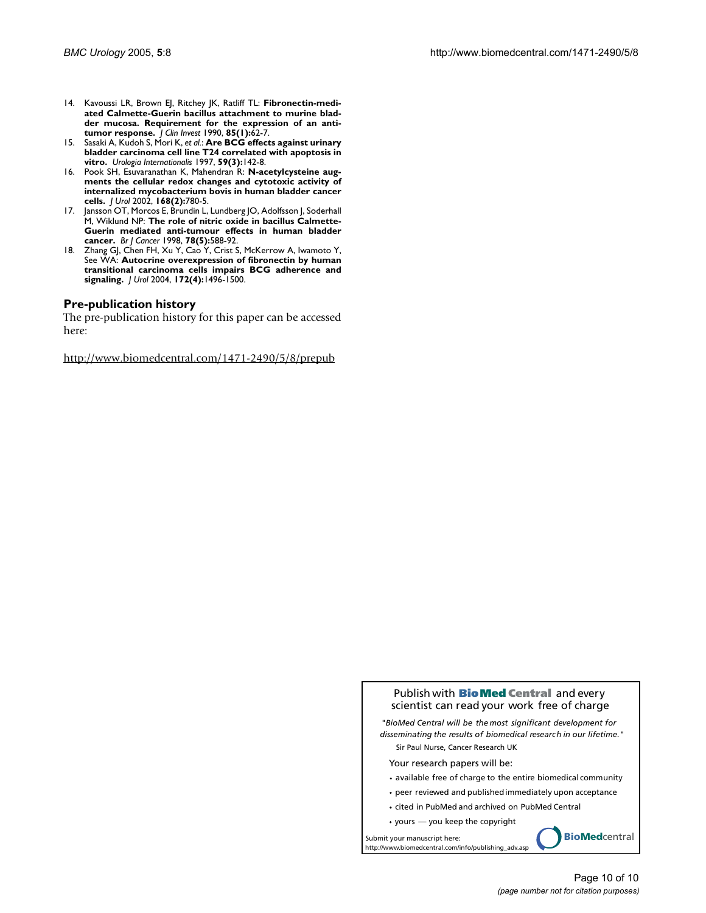14. Kavoussi LR, Brown EJ, Ritchey JK, Ratliff TL: **Fibronectin-mediated Calmette-Guerin bacillus attachment to murine bladder mucosa. Requirement for the expression of an antitumor response.** *J Clin Invest* 1990, **85(1):**62-7.
15. Sasaki A, Kudoh S, Mori K, *et al.*: **Are BCG effects against urinary bladder carcinoma cell line T24 correlated with apoptosis in vitro.** *Urologia Internationalis* 1997, **59(3):**142-8.
16. Pook SH, Esuvaranathan K, Mahendran R: **N-acetylcysteine augments the cellular redox changes and cytotoxic activity of internalized mycobacterium bovis in human bladder cancer cells.** *J Urol* 2002, **168(2):**780-5.
17. Jansson OT, Morcos E, Brundin L, Lundberg JO, Adolfsson J, Soderhall M, Wiklund NP: **The role of nitric oxide in bacillus Calmette-Guerin mediated anti-tumour effects in human bladder cancer.** *Br J Cancer* 1998, **78(5):**588-92.
18. Zhang GJ, Chen FH, Xu Y, Cao Y, Crist S, McKerrow A, Iwamoto Y, See WA: **Autocrine overexpression of fibronectin by human transitional carcinoma cells impairs BCG adherence and signaling.** *J Urol* 2004, **172(4):**1496-1500.

## Pre-publication history

The pre-publication history for this paper can be accessed here:

http://www.biomedcentral.com/1471-2490/5/8/prepub

Publish with **BioMed Central** and every scientist can read your work free of charge

*"BioMed Central will be the most significant development for disseminating the results of biomedical research in our lifetime."*
Sir Paul Nurse, Cancer Research UK

Your research papers will be:

- available free of charge to the entire biomedical community
- peer reviewed and published immediately upon acceptance
- cited in PubMed and archived on PubMed Central
- yours — you keep the copyright

Submit your manuscript here:
http://www.biomedcentral.com/info/publishing_adv.asp

**BioMed**central